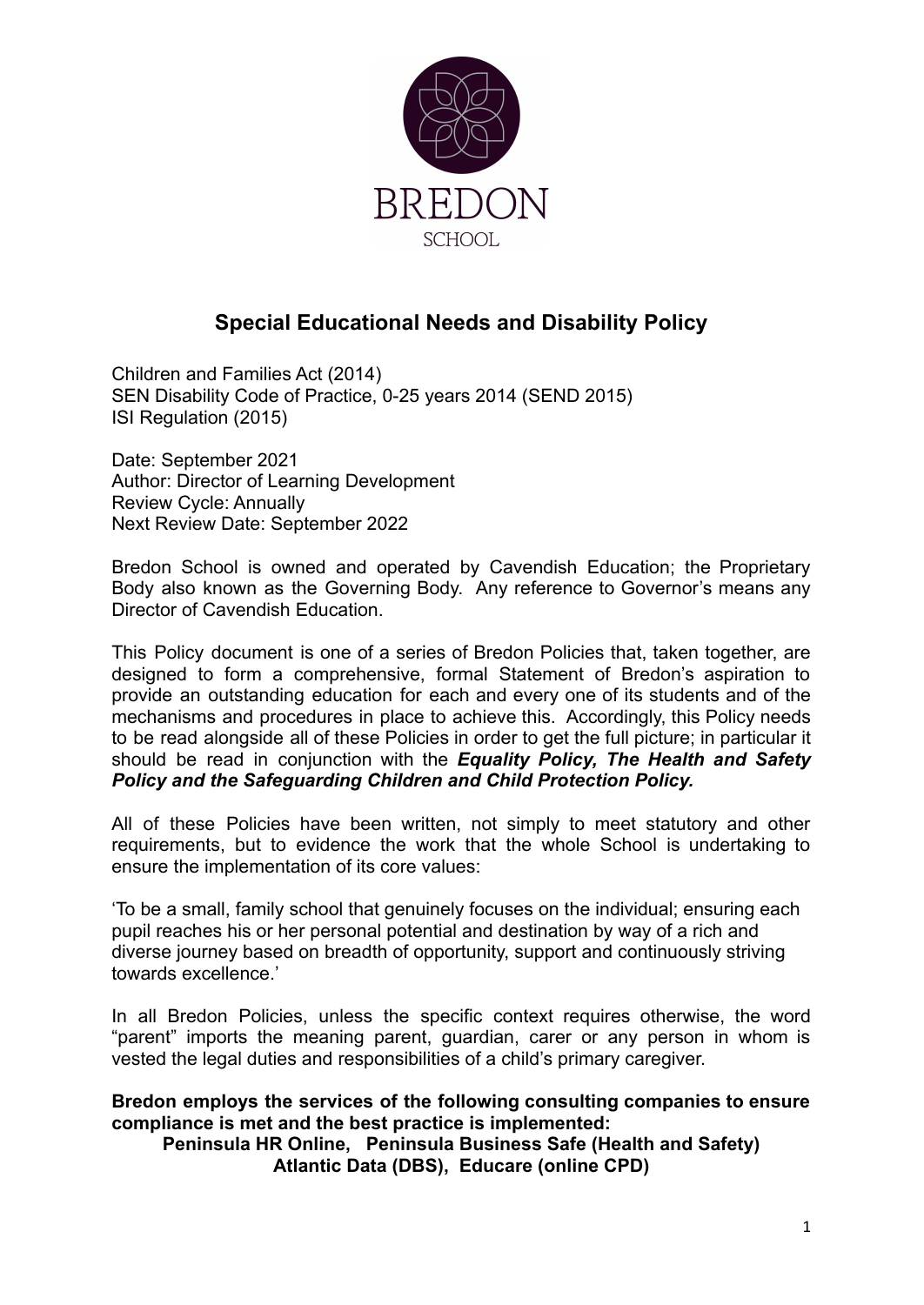BREDON

SCHOOL

# Special Educational Needs and Disability Policy

Children and Families Act (2014)
SEN Disability Code of Practice, 0-25 years 2014 (SEND 2015)
ISI Regulation (2015)

Date: September 2021
Author: Director of Learning Development
Review Cycle: Annually
Next Review Date: September 2022

Bredon School is owned and operated by Cavendish Education; the Proprietary Body also known as the Governing Body. Any reference to Governor's means any Director of Cavendish Education.

This Policy document is one of a series of Bredon Policies that, taken together, are designed to form a comprehensive, formal Statement of Bredon's aspiration to provide an outstanding education for each and every one of its students and of the mechanisms and procedures in place to achieve this. Accordingly, this Policy needs to be read alongside all of these Policies in order to get the full picture; in particular it should be read in conjunction with the ***Equality Policy, The Health and Safety Policy and the Safeguarding Children and Child Protection Policy.***

All of these Policies have been written, not simply to meet statutory and other requirements, but to evidence the work that the whole School is undertaking to ensure the implementation of its core values:

'To be a small, family school that genuinely focuses on the individual; ensuring each pupil reaches his or her personal potential and destination by way of a rich and diverse journey based on breadth of opportunity, support and continuously striving towards excellence.'

In all Bredon Policies, unless the specific context requires otherwise, the word "parent" imports the meaning parent, guardian, carer or any person in whom is vested the legal duties and responsibilities of a child's primary caregiver.

**Bredon employs the services of the following consulting companies to ensure compliance is met and the best practice is implemented:**

**Peninsula HR Online, Peninsula Business Safe (Health and Safety)**
**Atlantic Data (DBS), Educare (online CPD)**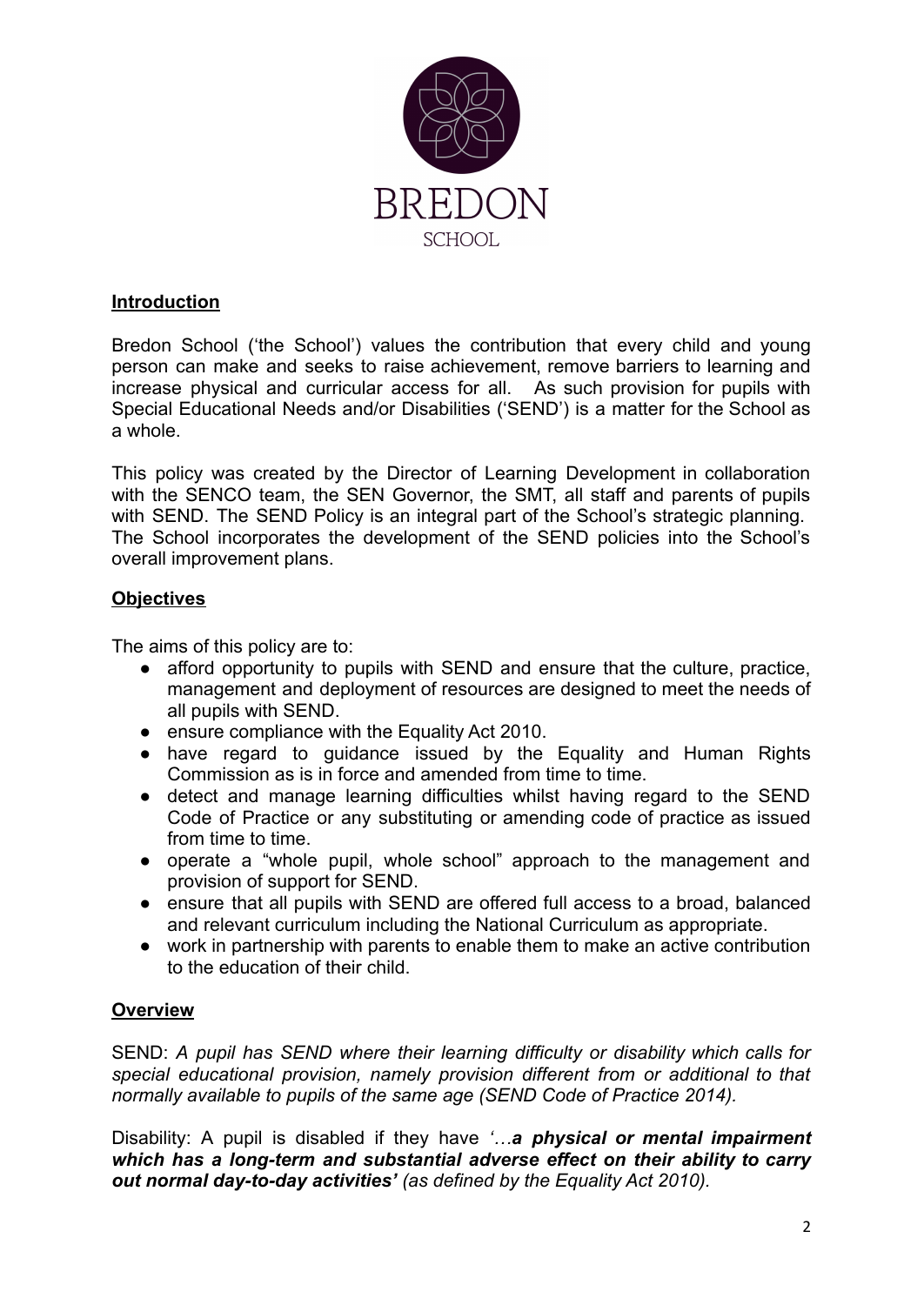BREDON

SCHOOL

## Introduction

Bredon School ('the School') values the contribution that every child and young person can make and seeks to raise achievement, remove barriers to learning and increase physical and curricular access for all. As such provision for pupils with Special Educational Needs and/or Disabilities ('SEND') is a matter for the School as a whole.

This policy was created by the Director of Learning Development in collaboration with the SENCO team, the SEN Governor, the SMT, all staff and parents of pupils with SEND. The SEND Policy is an integral part of the School's strategic planning. The School incorporates the development of the SEND policies into the School's overall improvement plans.

## Objectives

The aims of this policy are to:

- afford opportunity to pupils with SEND and ensure that the culture, practice, management and deployment of resources are designed to meet the needs of all pupils with SEND.
- ensure compliance with the Equality Act 2010.
- have regard to guidance issued by the Equality and Human Rights Commission as is in force and amended from time to time.
- detect and manage learning difficulties whilst having regard to the SEND Code of Practice or any substituting or amending code of practice as issued from time to time.
- operate a "whole pupil, whole school" approach to the management and provision of support for SEND.
- ensure that all pupils with SEND are offered full access to a broad, balanced and relevant curriculum including the National Curriculum as appropriate.
- work in partnership with parents to enable them to make an active contribution to the education of their child.

## Overview

SEND: *A pupil has SEND where their learning difficulty or disability which calls for special educational provision, namely provision different from or additional to that normally available to pupils of the same age (SEND Code of Practice 2014).*

Disability: A pupil is disabled if they have *'…**a physical or mental impairment which has a long-term and substantial adverse effect on their ability to carry out normal day-to-day activities'** (as defined by the Equality Act 2010).*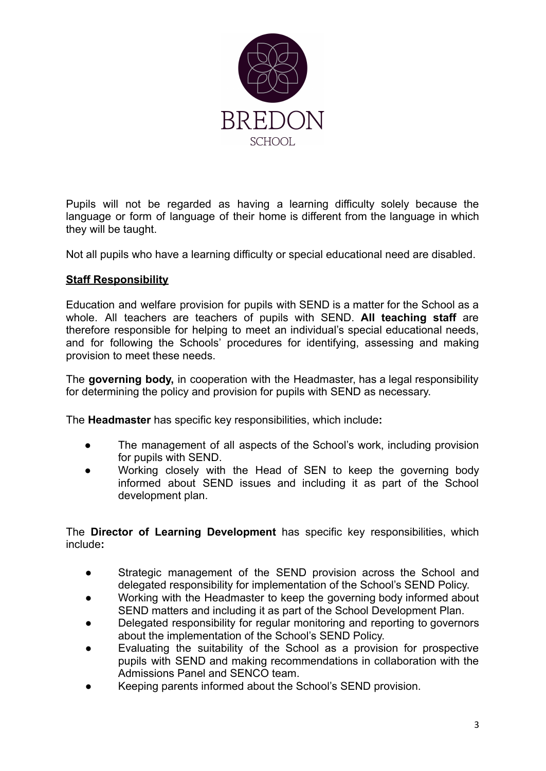Pupils will not be regarded as having a learning difficulty solely because the language or form of language of their home is different from the language in which they will be taught.

Not all pupils who have a learning difficulty or special educational need are disabled.

## Staff Responsibility

Education and welfare provision for pupils with SEND is a matter for the School as a whole. All teachers are teachers of pupils with SEND. **All teaching staff** are therefore responsible for helping to meet an individual's special educational needs, and for following the Schools' procedures for identifying, assessing and making provision to meet these needs.

The **governing body,** in cooperation with the Headmaster, has a legal responsibility for determining the policy and provision for pupils with SEND as necessary.

The **Headmaster** has specific key responsibilities, which include**:**

- The management of all aspects of the School's work, including provision for pupils with SEND.
- Working closely with the Head of SEN to keep the governing body informed about SEND issues and including it as part of the School development plan.

The **Director of Learning Development** has specific key responsibilities, which include**:**

- Strategic management of the SEND provision across the School and delegated responsibility for implementation of the School's SEND Policy.
- Working with the Headmaster to keep the governing body informed about SEND matters and including it as part of the School Development Plan.
- Delegated responsibility for regular monitoring and reporting to governors about the implementation of the School's SEND Policy.
- Evaluating the suitability of the School as a provision for prospective pupils with SEND and making recommendations in collaboration with the Admissions Panel and SENCO team.
- Keeping parents informed about the School's SEND provision.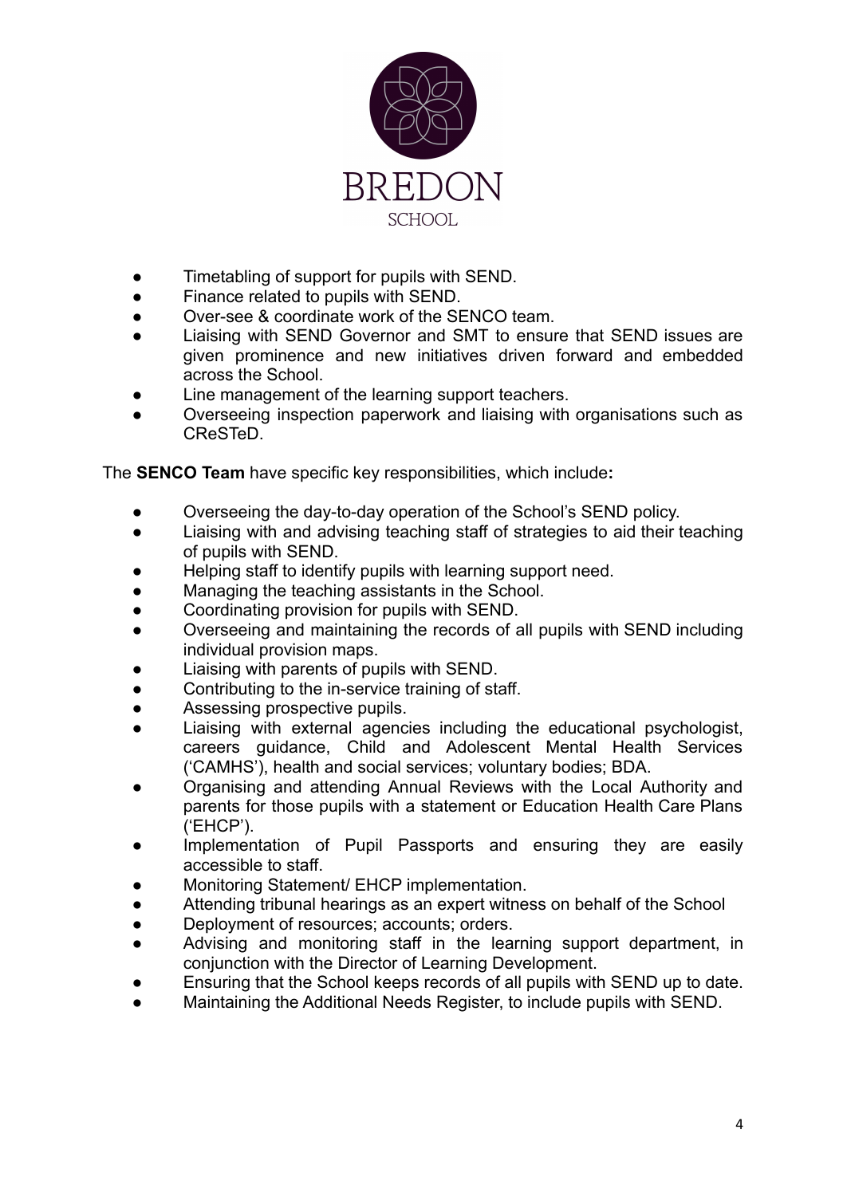- Timetabling of support for pupils with SEND.
- Finance related to pupils with SEND.
- Over-see & coordinate work of the SENCO team.
- Liaising with SEND Governor and SMT to ensure that SEND issues are given prominence and new initiatives driven forward and embedded across the School.
- Line management of the learning support teachers.
- Overseeing inspection paperwork and liaising with organisations such as CReSTeD.

The **SENCO Team** have specific key responsibilities, which include**:**

- Overseeing the day-to-day operation of the School's SEND policy.
- Liaising with and advising teaching staff of strategies to aid their teaching of pupils with SEND.
- Helping staff to identify pupils with learning support need.
- Managing the teaching assistants in the School.
- Coordinating provision for pupils with SEND.
- Overseeing and maintaining the records of all pupils with SEND including individual provision maps.
- Liaising with parents of pupils with SEND.
- Contributing to the in-service training of staff.
- Assessing prospective pupils.
- Liaising with external agencies including the educational psychologist, careers guidance, Child and Adolescent Mental Health Services ('CAMHS'), health and social services; voluntary bodies; BDA.
- Organising and attending Annual Reviews with the Local Authority and parents for those pupils with a statement or Education Health Care Plans ('EHCP').
- Implementation of Pupil Passports and ensuring they are easily accessible to staff.
- Monitoring Statement/ EHCP implementation.
- Attending tribunal hearings as an expert witness on behalf of the School
- Deployment of resources; accounts; orders.
- Advising and monitoring staff in the learning support department, in conjunction with the Director of Learning Development.
- Ensuring that the School keeps records of all pupils with SEND up to date.
- Maintaining the Additional Needs Register, to include pupils with SEND.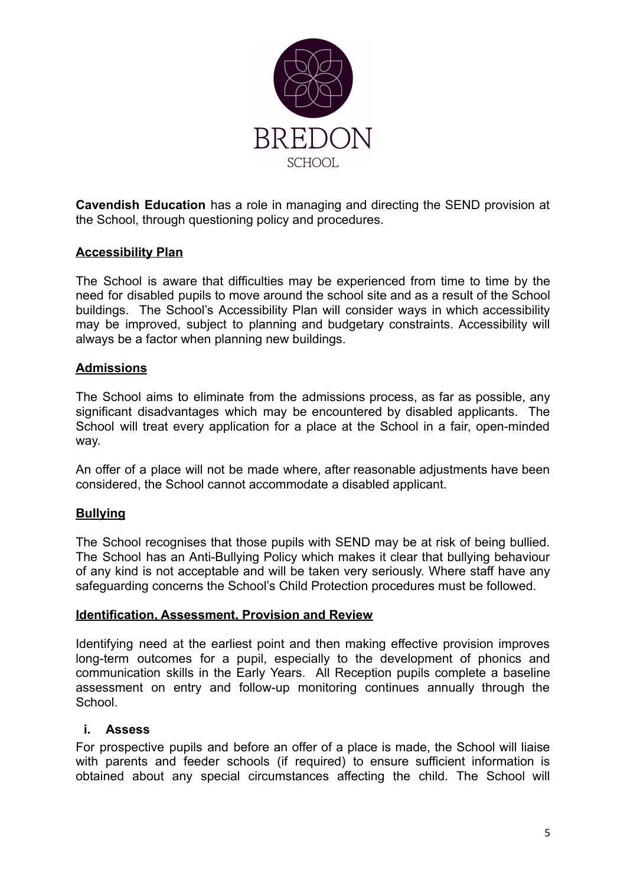**Cavendish Education** has a role in managing and directing the SEND provision at the School, through questioning policy and procedures.

## Accessibility Plan

The School is aware that difficulties may be experienced from time to time by the need for disabled pupils to move around the school site and as a result of the School buildings. The School's Accessibility Plan will consider ways in which accessibility may be improved, subject to planning and budgetary constraints. Accessibility will always be a factor when planning new buildings.

## Admissions

The School aims to eliminate from the admissions process, as far as possible, any significant disadvantages which may be encountered by disabled applicants. The School will treat every application for a place at the School in a fair, open-minded way.

An offer of a place will not be made where, after reasonable adjustments have been considered, the School cannot accommodate a disabled applicant.

## Bullying

The School recognises that those pupils with SEND may be at risk of being bullied. The School has an Anti-Bullying Policy which makes it clear that bullying behaviour of any kind is not acceptable and will be taken very seriously. Where staff have any safeguarding concerns the School's Child Protection procedures must be followed.

## Identification, Assessment, Provision and Review

Identifying need at the earliest point and then making effective provision improves long-term outcomes for a pupil, especially to the development of phonics and communication skills in the Early Years. All Reception pupils complete a baseline assessment on entry and follow-up monitoring continues annually through the School.

### i. Assess

For prospective pupils and before an offer of a place is made, the School will liaise with parents and feeder schools (if required) to ensure sufficient information is obtained about any special circumstances affecting the child. The School will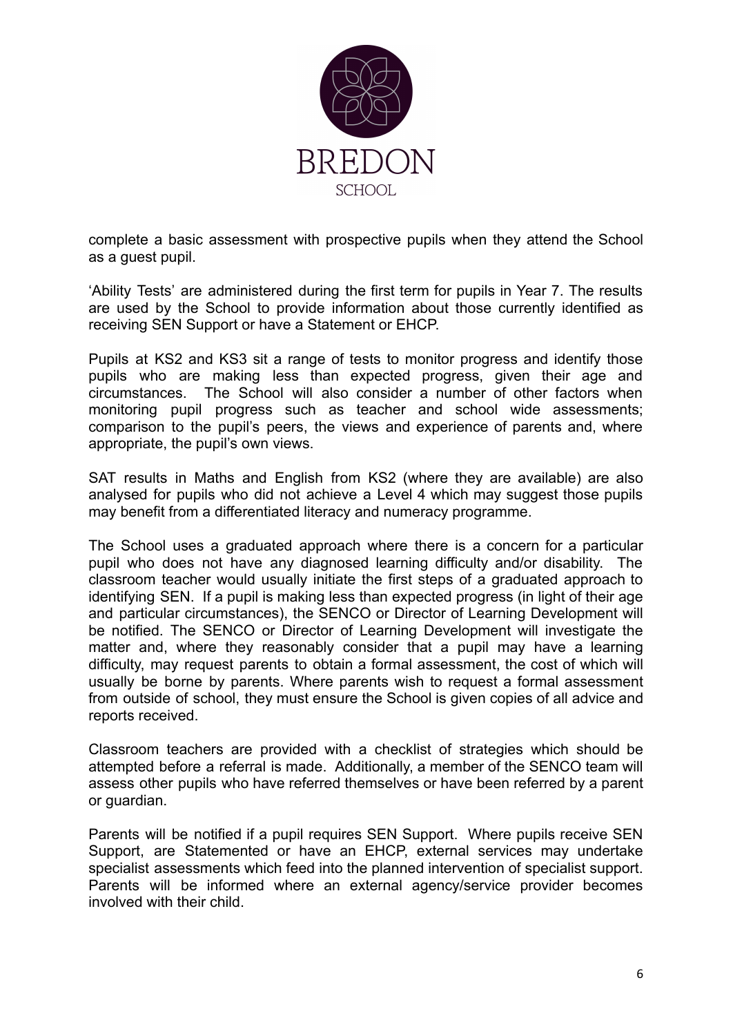complete a basic assessment with prospective pupils when they attend the School as a guest pupil.

'Ability Tests' are administered during the first term for pupils in Year 7. The results are used by the School to provide information about those currently identified as receiving SEN Support or have a Statement or EHCP.

Pupils at KS2 and KS3 sit a range of tests to monitor progress and identify those pupils who are making less than expected progress, given their age and circumstances. The School will also consider a number of other factors when monitoring pupil progress such as teacher and school wide assessments; comparison to the pupil's peers, the views and experience of parents and, where appropriate, the pupil's own views.

SAT results in Maths and English from KS2 (where they are available) are also analysed for pupils who did not achieve a Level 4 which may suggest those pupils may benefit from a differentiated literacy and numeracy programme.

The School uses a graduated approach where there is a concern for a particular pupil who does not have any diagnosed learning difficulty and/or disability. The classroom teacher would usually initiate the first steps of a graduated approach to identifying SEN. If a pupil is making less than expected progress (in light of their age and particular circumstances), the SENCO or Director of Learning Development will be notified. The SENCO or Director of Learning Development will investigate the matter and, where they reasonably consider that a pupil may have a learning difficulty, may request parents to obtain a formal assessment, the cost of which will usually be borne by parents. Where parents wish to request a formal assessment from outside of school, they must ensure the School is given copies of all advice and reports received.

Classroom teachers are provided with a checklist of strategies which should be attempted before a referral is made. Additionally, a member of the SENCO team will assess other pupils who have referred themselves or have been referred by a parent or guardian.

Parents will be notified if a pupil requires SEN Support. Where pupils receive SEN Support, are Statemented or have an EHCP, external services may undertake specialist assessments which feed into the planned intervention of specialist support. Parents will be informed where an external agency/service provider becomes involved with their child.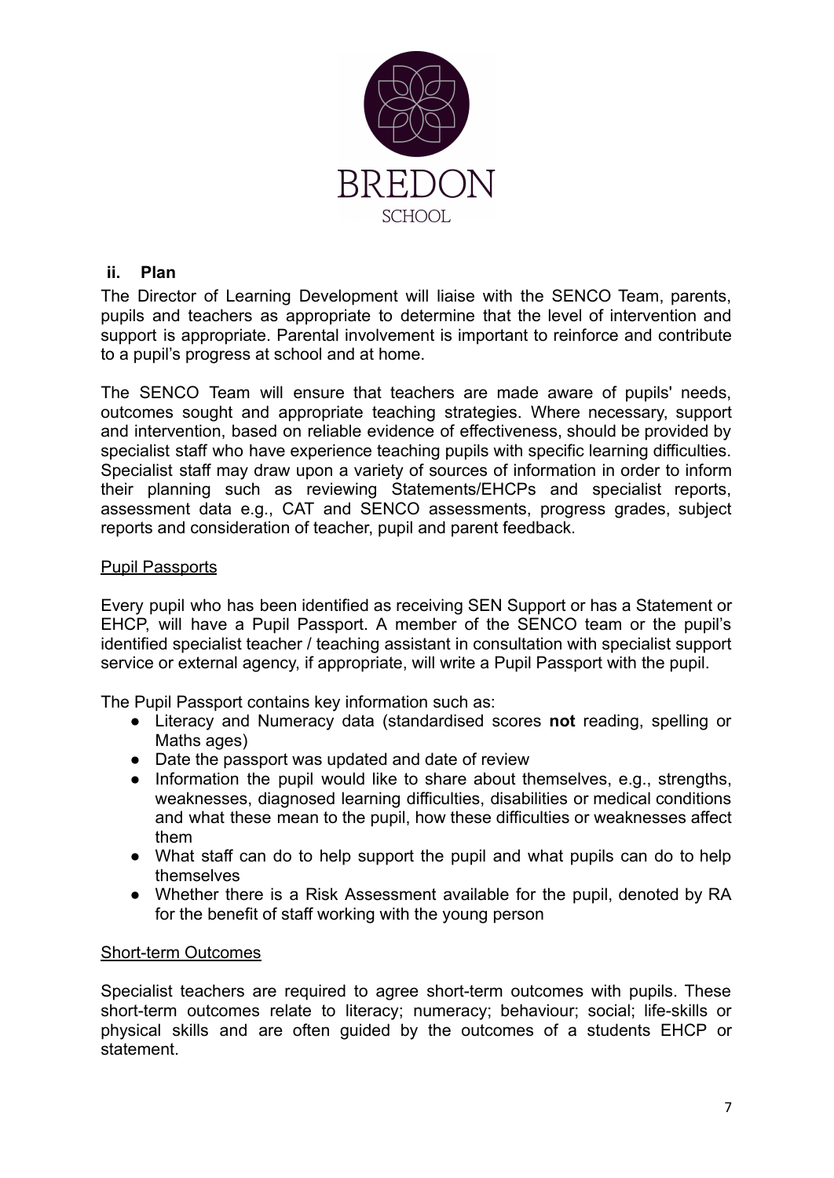### ii. Plan

The Director of Learning Development will liaise with the SENCO Team, parents, pupils and teachers as appropriate to determine that the level of intervention and support is appropriate. Parental involvement is important to reinforce and contribute to a pupil's progress at school and at home.

The SENCO Team will ensure that teachers are made aware of pupils' needs, outcomes sought and appropriate teaching strategies. Where necessary, support and intervention, based on reliable evidence of effectiveness, should be provided by specialist staff who have experience teaching pupils with specific learning difficulties. Specialist staff may draw upon a variety of sources of information in order to inform their planning such as reviewing Statements/EHCPs and specialist reports, assessment data e.g., CAT and SENCO assessments, progress grades, subject reports and consideration of teacher, pupil and parent feedback.

Pupil Passports

Every pupil who has been identified as receiving SEN Support or has a Statement or EHCP, will have a Pupil Passport. A member of the SENCO team or the pupil's identified specialist teacher / teaching assistant in consultation with specialist support service or external agency, if appropriate, will write a Pupil Passport with the pupil.

The Pupil Passport contains key information such as:

- Literacy and Numeracy data (standardised scores **not** reading, spelling or Maths ages)
- Date the passport was updated and date of review
- Information the pupil would like to share about themselves, e.g., strengths, weaknesses, diagnosed learning difficulties, disabilities or medical conditions and what these mean to the pupil, how these difficulties or weaknesses affect them
- What staff can do to help support the pupil and what pupils can do to help themselves
- Whether there is a Risk Assessment available for the pupil, denoted by RA for the benefit of staff working with the young person

Short-term Outcomes

Specialist teachers are required to agree short-term outcomes with pupils. These short-term outcomes relate to literacy; numeracy; behaviour; social; life-skills or physical skills and are often guided by the outcomes of a students EHCP or statement.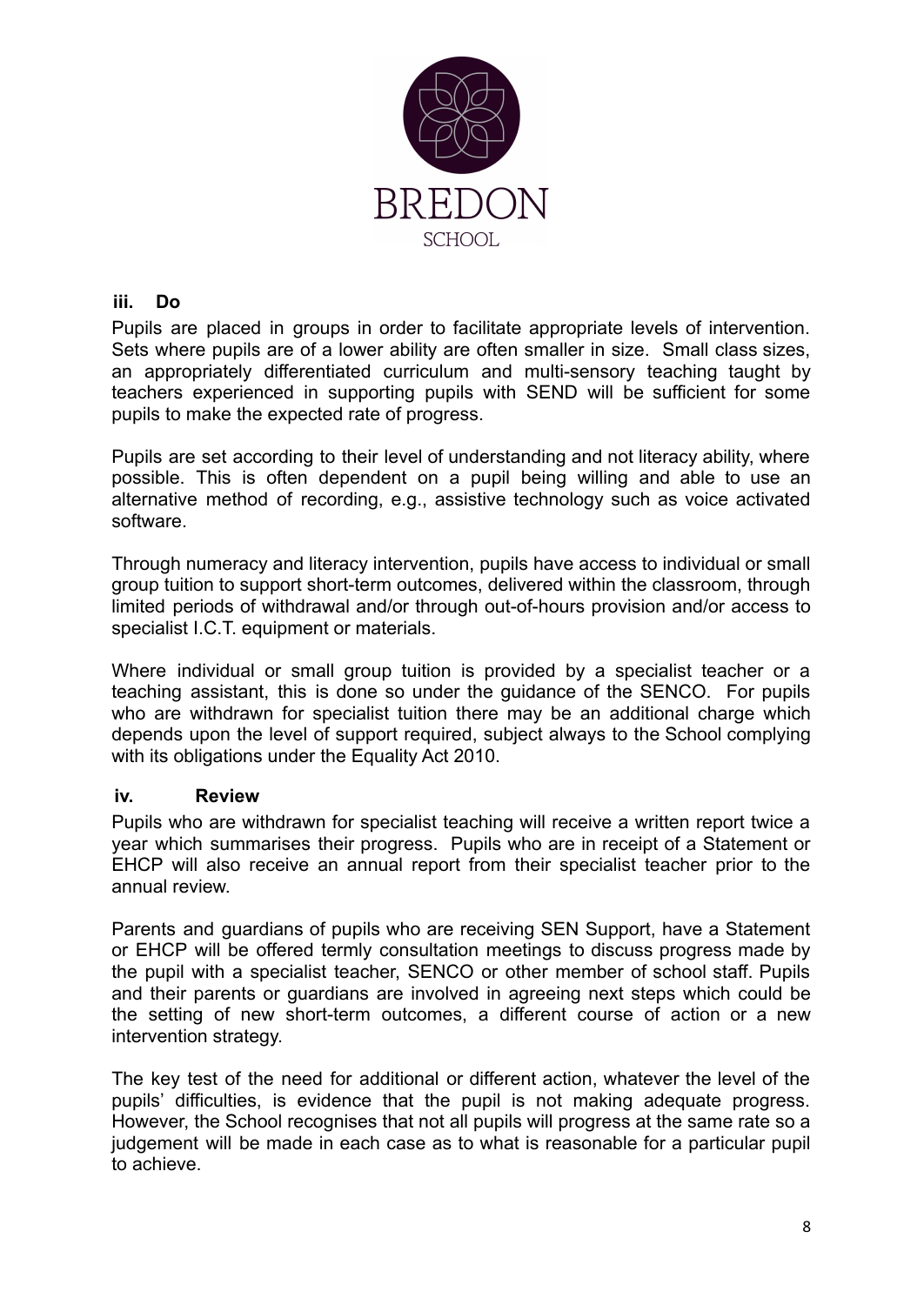### iii. Do

Pupils are placed in groups in order to facilitate appropriate levels of intervention. Sets where pupils are of a lower ability are often smaller in size. Small class sizes, an appropriately differentiated curriculum and multi-sensory teaching taught by teachers experienced in supporting pupils with SEND will be sufficient for some pupils to make the expected rate of progress.

Pupils are set according to their level of understanding and not literacy ability, where possible. This is often dependent on a pupil being willing and able to use an alternative method of recording, e.g., assistive technology such as voice activated software.

Through numeracy and literacy intervention, pupils have access to individual or small group tuition to support short-term outcomes, delivered within the classroom, through limited periods of withdrawal and/or through out-of-hours provision and/or access to specialist I.C.T. equipment or materials.

Where individual or small group tuition is provided by a specialist teacher or a teaching assistant, this is done so under the guidance of the SENCO. For pupils who are withdrawn for specialist tuition there may be an additional charge which depends upon the level of support required, subject always to the School complying with its obligations under the Equality Act 2010.

### iv. Review

Pupils who are withdrawn for specialist teaching will receive a written report twice a year which summarises their progress. Pupils who are in receipt of a Statement or EHCP will also receive an annual report from their specialist teacher prior to the annual review.

Parents and guardians of pupils who are receiving SEN Support, have a Statement or EHCP will be offered termly consultation meetings to discuss progress made by the pupil with a specialist teacher, SENCO or other member of school staff. Pupils and their parents or guardians are involved in agreeing next steps which could be the setting of new short-term outcomes, a different course of action or a new intervention strategy.

The key test of the need for additional or different action, whatever the level of the pupils' difficulties, is evidence that the pupil is not making adequate progress. However, the School recognises that not all pupils will progress at the same rate so a judgement will be made in each case as to what is reasonable for a particular pupil to achieve.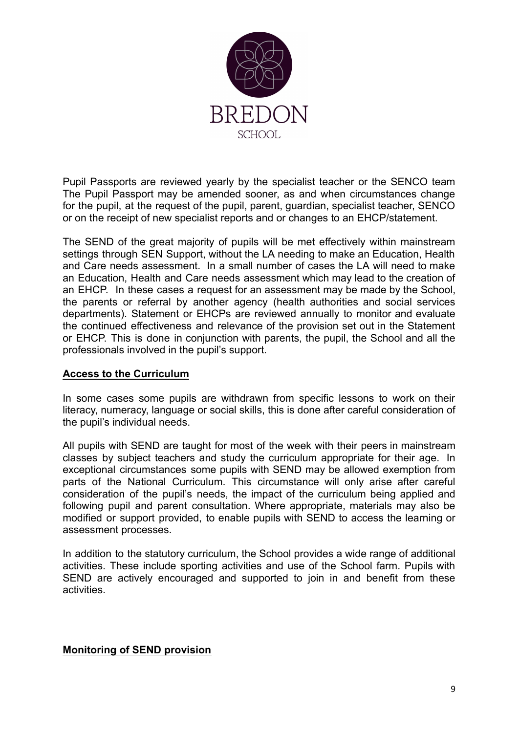Pupil Passports are reviewed yearly by the specialist teacher or the SENCO team The Pupil Passport may be amended sooner, as and when circumstances change for the pupil, at the request of the pupil, parent, guardian, specialist teacher, SENCO or on the receipt of new specialist reports and or changes to an EHCP/statement.

The SEND of the great majority of pupils will be met effectively within mainstream settings through SEN Support, without the LA needing to make an Education, Health and Care needs assessment. In a small number of cases the LA will need to make an Education, Health and Care needs assessment which may lead to the creation of an EHCP. In these cases a request for an assessment may be made by the School, the parents or referral by another agency (health authorities and social services departments). Statement or EHCPs are reviewed annually to monitor and evaluate the continued effectiveness and relevance of the provision set out in the Statement or EHCP. This is done in conjunction with parents, the pupil, the School and all the professionals involved in the pupil's support.

**Access to the Curriculum**

In some cases some pupils are withdrawn from specific lessons to work on their literacy, numeracy, language or social skills, this is done after careful consideration of the pupil's individual needs.

All pupils with SEND are taught for most of the week with their peers in mainstream classes by subject teachers and study the curriculum appropriate for their age. In exceptional circumstances some pupils with SEND may be allowed exemption from parts of the National Curriculum. This circumstance will only arise after careful consideration of the pupil's needs, the impact of the curriculum being applied and following pupil and parent consultation. Where appropriate, materials may also be modified or support provided, to enable pupils with SEND to access the learning or assessment processes.

In addition to the statutory curriculum, the School provides a wide range of additional activities. These include sporting activities and use of the School farm. Pupils with SEND are actively encouraged and supported to join in and benefit from these activities.

**Monitoring of SEND provision**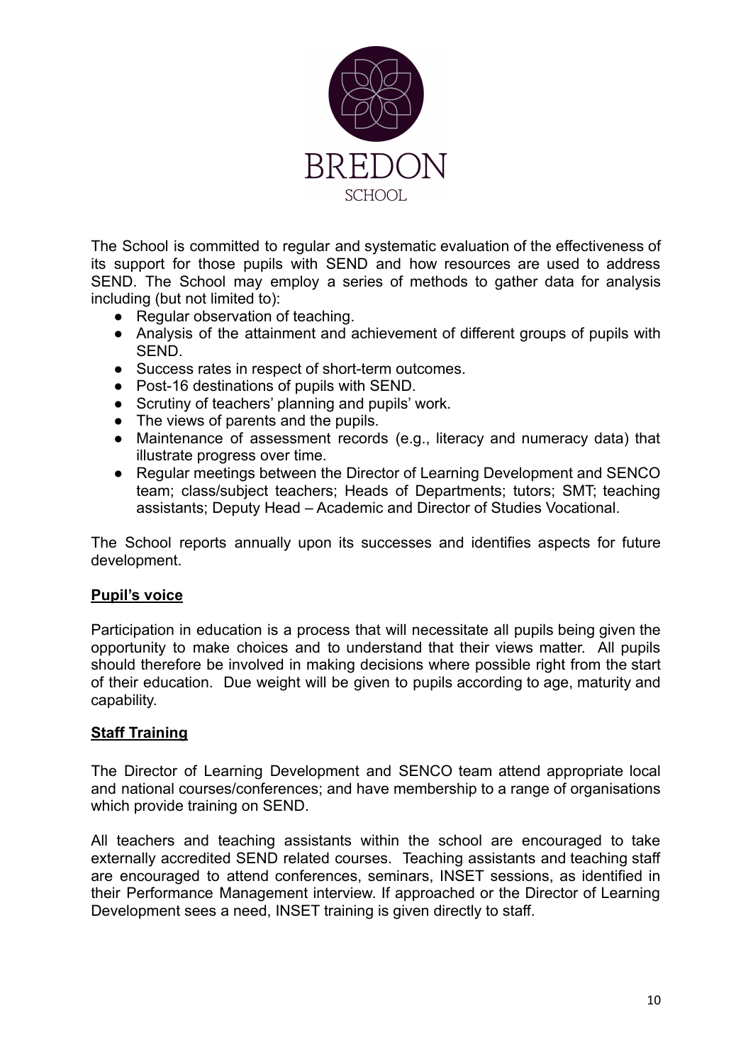The School is committed to regular and systematic evaluation of the effectiveness of its support for those pupils with SEND and how resources are used to address SEND. The School may employ a series of methods to gather data for analysis including (but not limited to):

- Regular observation of teaching.
- Analysis of the attainment and achievement of different groups of pupils with SEND.
- Success rates in respect of short-term outcomes.
- Post-16 destinations of pupils with SEND.
- Scrutiny of teachers' planning and pupils' work.
- The views of parents and the pupils.
- Maintenance of assessment records (e.g., literacy and numeracy data) that illustrate progress over time.
- Regular meetings between the Director of Learning Development and SENCO team; class/subject teachers; Heads of Departments; tutors; SMT; teaching assistants; Deputy Head – Academic and Director of Studies Vocational.

The School reports annually upon its successes and identifies aspects for future development.

## Pupil's voice

Participation in education is a process that will necessitate all pupils being given the opportunity to make choices and to understand that their views matter. All pupils should therefore be involved in making decisions where possible right from the start of their education. Due weight will be given to pupils according to age, maturity and capability.

## Staff Training

The Director of Learning Development and SENCO team attend appropriate local and national courses/conferences; and have membership to a range of organisations which provide training on SEND.

All teachers and teaching assistants within the school are encouraged to take externally accredited SEND related courses. Teaching assistants and teaching staff are encouraged to attend conferences, seminars, INSET sessions, as identified in their Performance Management interview. If approached or the Director of Learning Development sees a need, INSET training is given directly to staff.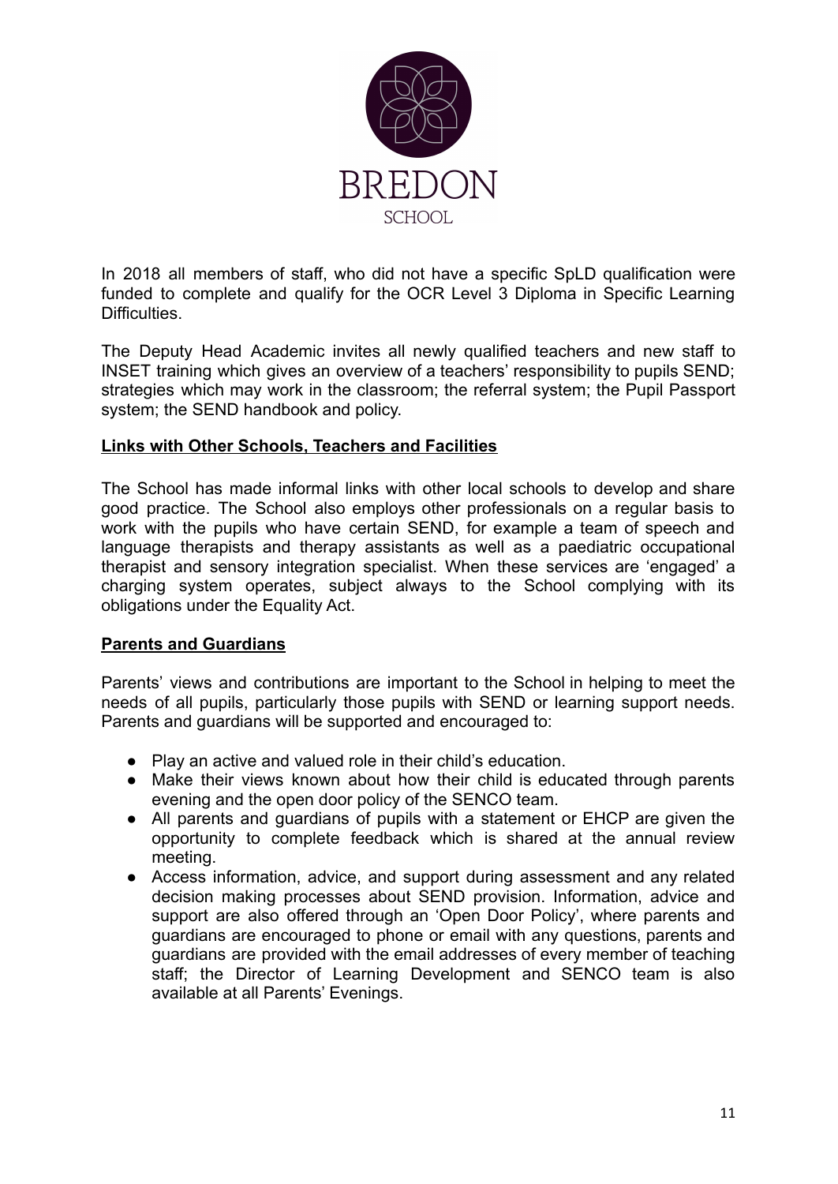In 2018 all members of staff, who did not have a specific SpLD qualification were funded to complete and qualify for the OCR Level 3 Diploma in Specific Learning Difficulties.

The Deputy Head Academic invites all newly qualified teachers and new staff to INSET training which gives an overview of a teachers' responsibility to pupils SEND; strategies which may work in the classroom; the referral system; the Pupil Passport system; the SEND handbook and policy.

## Links with Other Schools, Teachers and Facilities

The School has made informal links with other local schools to develop and share good practice. The School also employs other professionals on a regular basis to work with the pupils who have certain SEND, for example a team of speech and language therapists and therapy assistants as well as a paediatric occupational therapist and sensory integration specialist. When these services are 'engaged' a charging system operates, subject always to the School complying with its obligations under the Equality Act.

## Parents and Guardians

Parents' views and contributions are important to the School in helping to meet the needs of all pupils, particularly those pupils with SEND or learning support needs. Parents and guardians will be supported and encouraged to:

- Play an active and valued role in their child's education.
- Make their views known about how their child is educated through parents evening and the open door policy of the SENCO team.
- All parents and guardians of pupils with a statement or EHCP are given the opportunity to complete feedback which is shared at the annual review meeting.
- Access information, advice, and support during assessment and any related decision making processes about SEND provision. Information, advice and support are also offered through an 'Open Door Policy', where parents and guardians are encouraged to phone or email with any questions, parents and guardians are provided with the email addresses of every member of teaching staff; the Director of Learning Development and SENCO team is also available at all Parents' Evenings.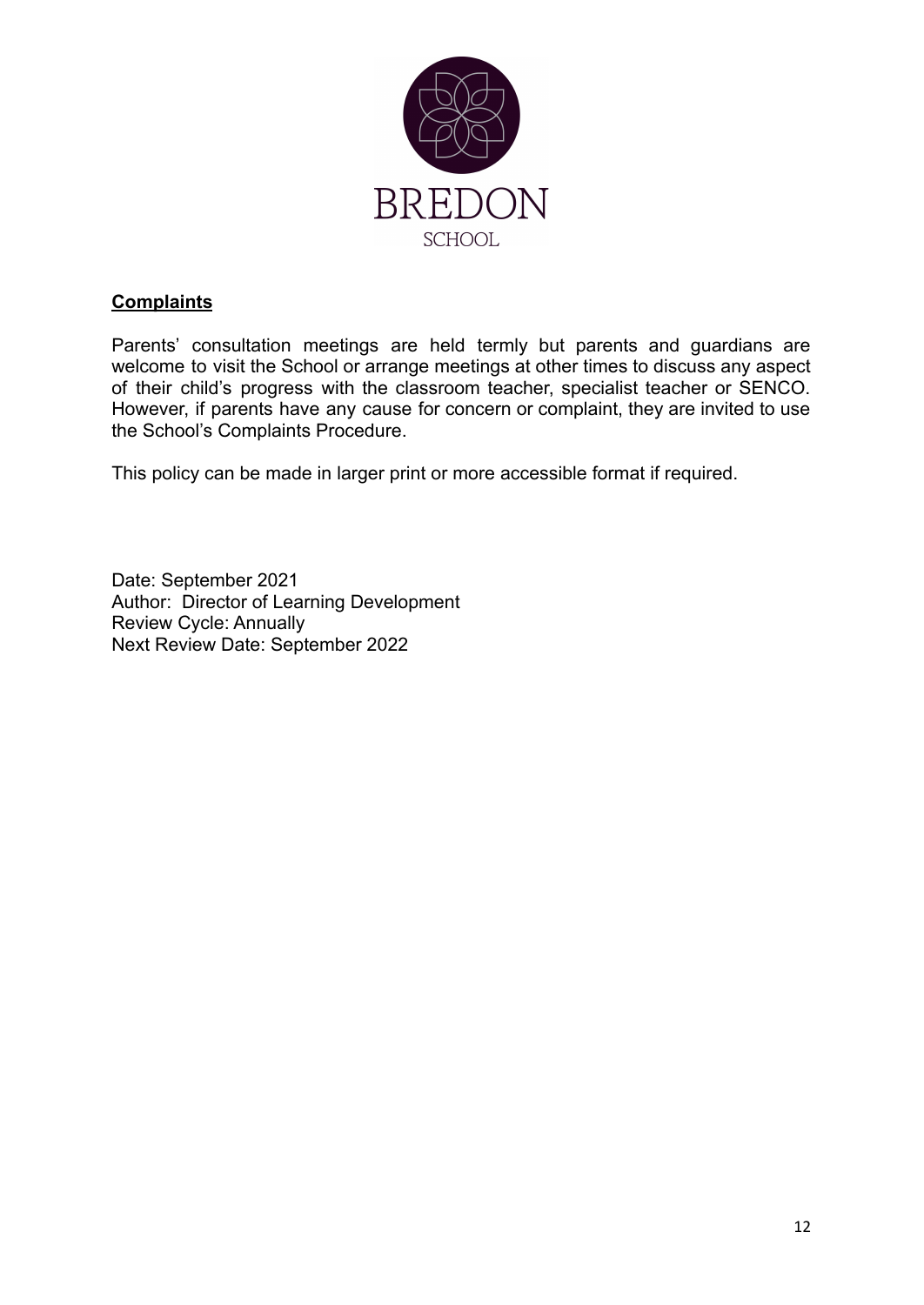BREDON

SCHOOL

**Complaints**

Parents' consultation meetings are held termly but parents and guardians are welcome to visit the School or arrange meetings at other times to discuss any aspect of their child's progress with the classroom teacher, specialist teacher or SENCO. However, if parents have any cause for concern or complaint, they are invited to use the School's Complaints Procedure.

This policy can be made in larger print or more accessible format if required.

Date: September 2021
Author: Director of Learning Development
Review Cycle: Annually
Next Review Date: September 2022